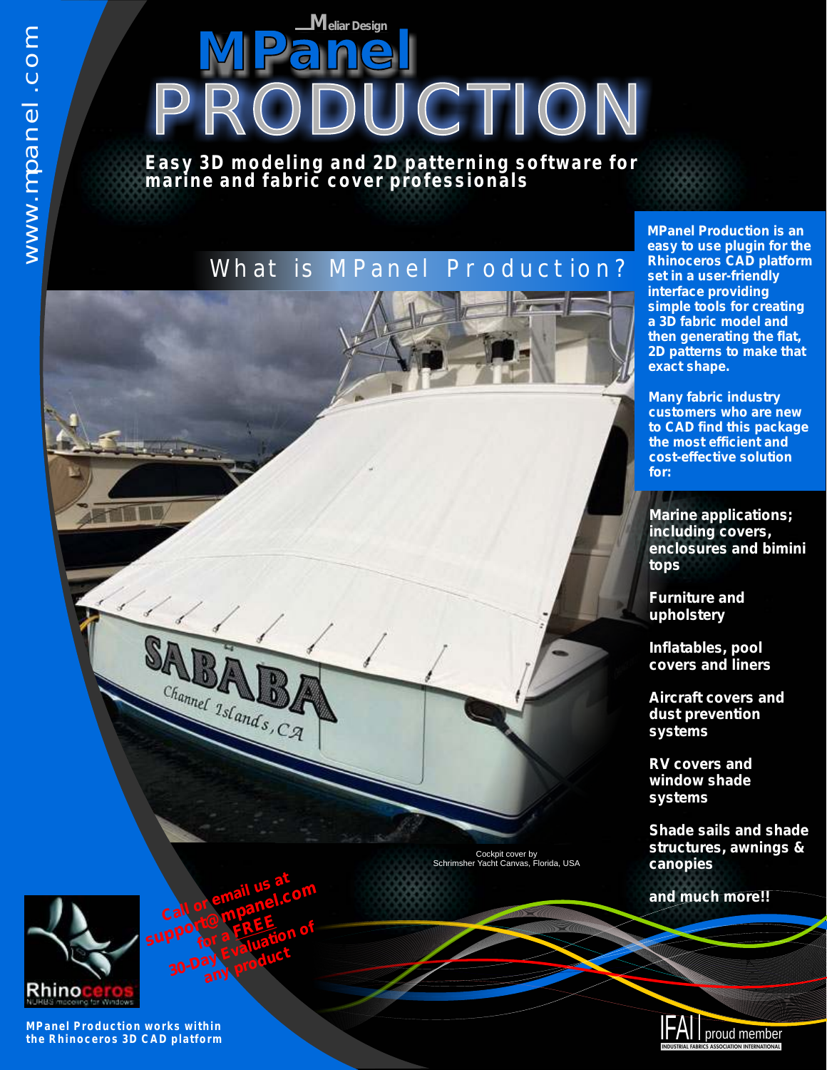www.mpanel.com

Meliar Design

# MPanel PRODUCTION

**Easy 3D modeling and 2D patterning software for marine and fabric cover professionals**

## What is MPanel Production?

**MPanel Production is an easy to use plugin for the Rhinoceros CAD platform set in a user-friendly interface providing simple tools for creating a 3D fabric model and then generating the flat, 2D patterns to make that exact shape.**

**Many fabric industry customers who are new to CAD find this package the most efficient and cost-effective solution for:**

- **Marine applications; including covers, enclosures and bimini tops**
- **Furniture and upholstery**
- **Inflatables, pool covers and liners**
- **Aircraft covers and dust prevention systems**
- **RV covers and window shade systems**
- **Shade sails and shade structures, awnings & canopies**

**and much more!!**

Cockpit cover by
Schrimsher Yacht Canvas, Florida, USA

**Call or email us at support@mpanel.com for a FREE 30-Day Evaluation of any product**

**MPanel Production works within the Rhinoceros 3D CAD platform**

IFAI proud member
INDUSTRIAL FABRICS ASSOCIATION INTERNATIONAL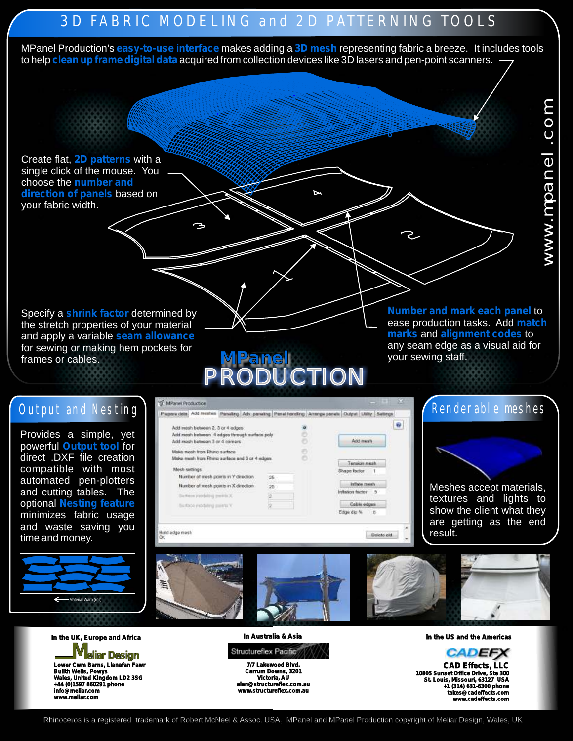# 3D FABRIC MODELING and 2D PATTERNING TOOLS

MPanel Production's **easy-to-use interface** makes adding a **3D mesh** representing fabric a breeze. It includes tools to help **clean up frame digital data** acquired from collection devices like 3D lasers and pen-point scanners.

Create flat, **2D patterns** with a single click of the mouse. You choose the **number and direction of panels** based on your fabric width.

Specify a **shrink factor** determined by the stretch properties of your material and apply a variable **seam allowance** for sewing or making hem pockets for frames or cables.

**Number and mark each panel** to ease production tasks. Add **match marks** and **alignment codes** to any seam edge as a visual aid for your sewing staff.

www.mpanel.com

**MPanel PRODUCTION**

## Output and Nesting

Provides a simple, yet powerful **Output tool** for direct .DXF file creation compatible with most automated pen-plotters and cutting tables. The optional **Nesting feature** minimizes fabric usage and waste saving you time and money.

Material Warp (roll)

## Renderable meshes

Meshes accept materials, textures and lights to show the client what they are getting as the end result.

**In the UK, Europe and Africa**

Meliar Design
Lower Cwm Barns, Llanafan Fawr
Builth Wells, Powys
Wales, United Kingdom LD2 3SG
+44 (0)1597 860291 phone
info@meliar.com
www.meliar.com

**In Australia & Asia**

Structureflex Pacific
7/7 Lakewood Blvd.
Carrum Downs, 3201
Victoria, AU
alan@structureflex.com.au
www.structureflex.com.au

**In the US and the Americas**

CADEFX
CAD Effects, LLC
10805 Sunset Office Drive, Ste 300
St. Louis, Missouri, 63127 USA
+1 (314) 631-6300 phone
takes@cadeffects.com
www.cadeffects.com

Rhinoceros is a registered trademark of Robert McNeel & Assoc. USA. MPanel and MPanel Production copyright of Meliar Design, Wales, UK